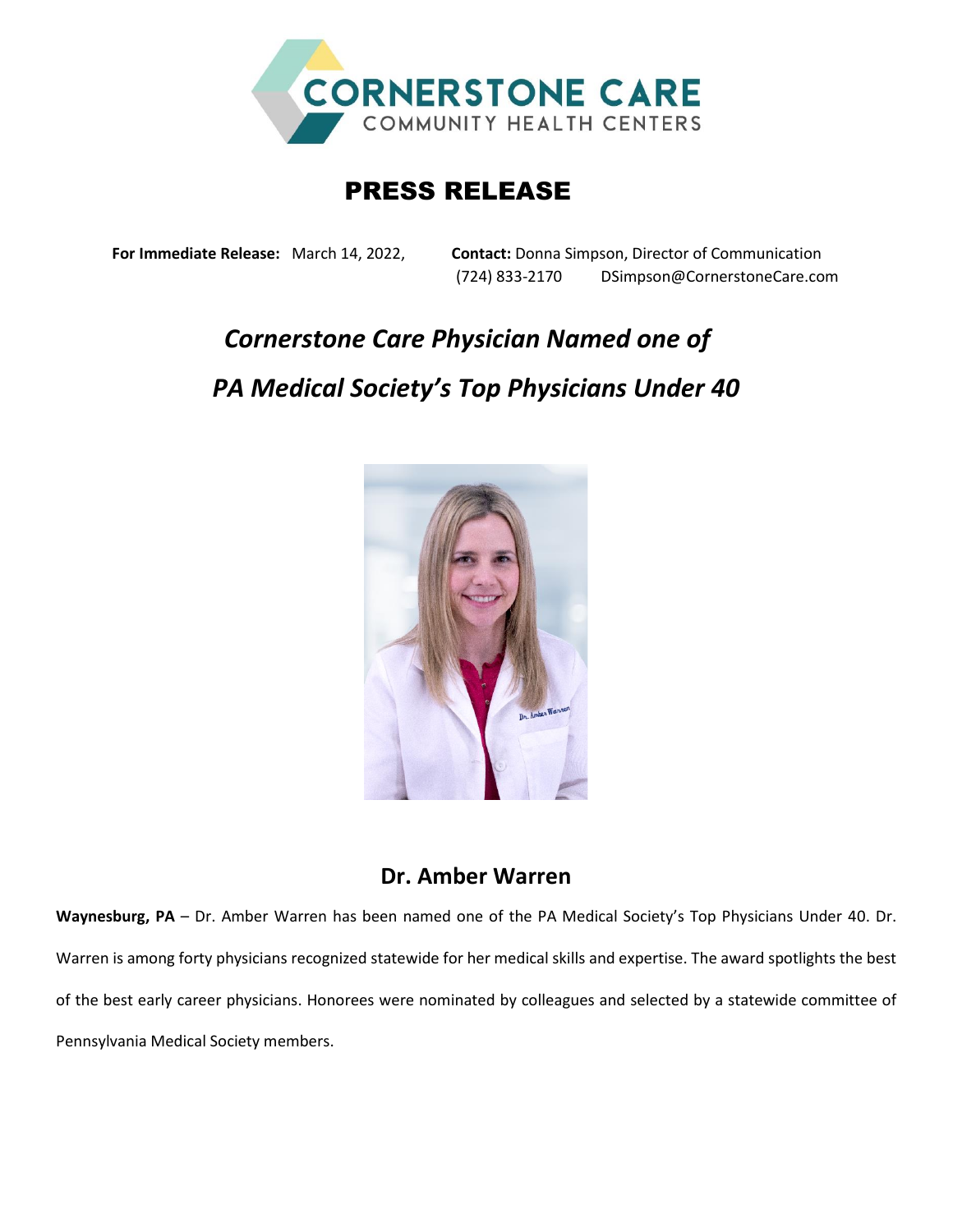# PRESS RELEASE

**For Immediate Release:** March 14, 2022,

**Contact:** Donna Simpson, Director of Communication
(724) 833-2170 DSimpson@CornerstoneCare.com

## *Cornerstone Care Physician Named one of PA Medical Society's Top Physicians Under 40*

### Dr. Amber Warren

**Waynesburg, PA** – Dr. Amber Warren has been named one of the PA Medical Society's Top Physicians Under 40. Dr. Warren is among forty physicians recognized statewide for her medical skills and expertise. The award spotlights the best of the best early career physicians. Honorees were nominated by colleagues and selected by a statewide committee of Pennsylvania Medical Society members.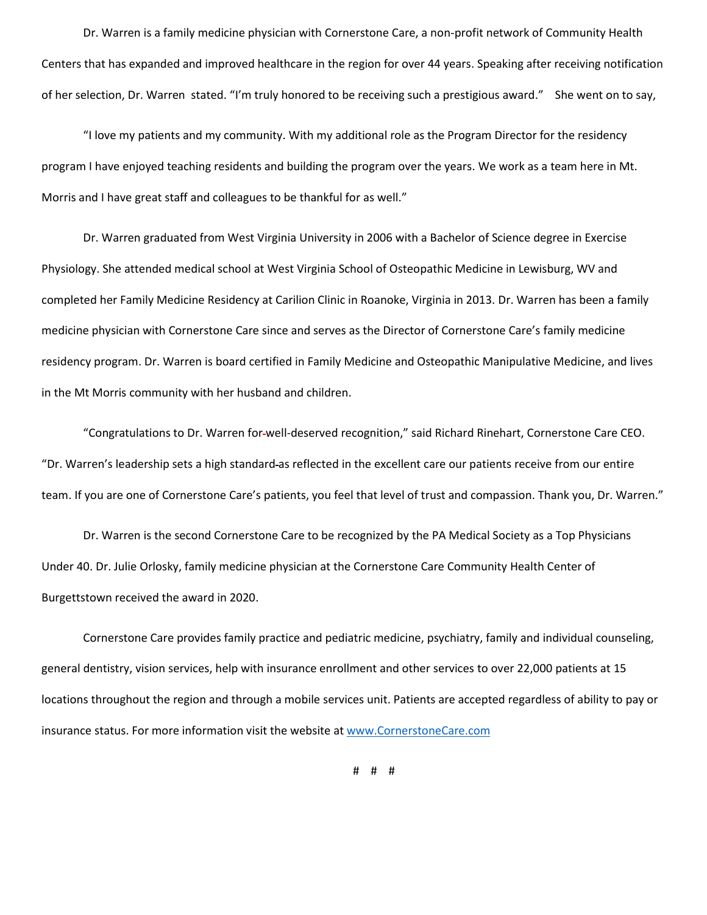Dr. Warren is a family medicine physician with Cornerstone Care, a non-profit network of Community Health Centers that has expanded and improved healthcare in the region for over 44 years. Speaking after receiving notification of her selection, Dr. Warren stated. "I'm truly honored to be receiving such a prestigious award." She went on to say,

"I love my patients and my community. With my additional role as the Program Director for the residency program I have enjoyed teaching residents and building the program over the years. We work as a team here in Mt. Morris and I have great staff and colleagues to be thankful for as well."

Dr. Warren graduated from West Virginia University in 2006 with a Bachelor of Science degree in Exercise Physiology. She attended medical school at West Virginia School of Osteopathic Medicine in Lewisburg, WV and completed her Family Medicine Residency at Carilion Clinic in Roanoke, Virginia in 2013. Dr. Warren has been a family medicine physician with Cornerstone Care since and serves as the Director of Cornerstone Care's family medicine residency program. Dr. Warren is board certified in Family Medicine and Osteopathic Manipulative Medicine, and lives in the Mt Morris community with her husband and children.

"Congratulations to Dr. Warren for well-deserved recognition," said Richard Rinehart, Cornerstone Care CEO. "Dr. Warren's leadership sets a high standard as reflected in the excellent care our patients receive from our entire team. If you are one of Cornerstone Care's patients, you feel that level of trust and compassion. Thank you, Dr. Warren."

Dr. Warren is the second Cornerstone Care to be recognized by the PA Medical Society as a Top Physicians Under 40. Dr. Julie Orlosky, family medicine physician at the Cornerstone Care Community Health Center of Burgettstown received the award in 2020.

Cornerstone Care provides family practice and pediatric medicine, psychiatry, family and individual counseling, general dentistry, vision services, help with insurance enrollment and other services to over 22,000 patients at 15 locations throughout the region and through a mobile services unit. Patients are accepted regardless of ability to pay or insurance status. For more information visit the website at [www.CornerstoneCare.com](http://www.CornerstoneCare.com)

# # #